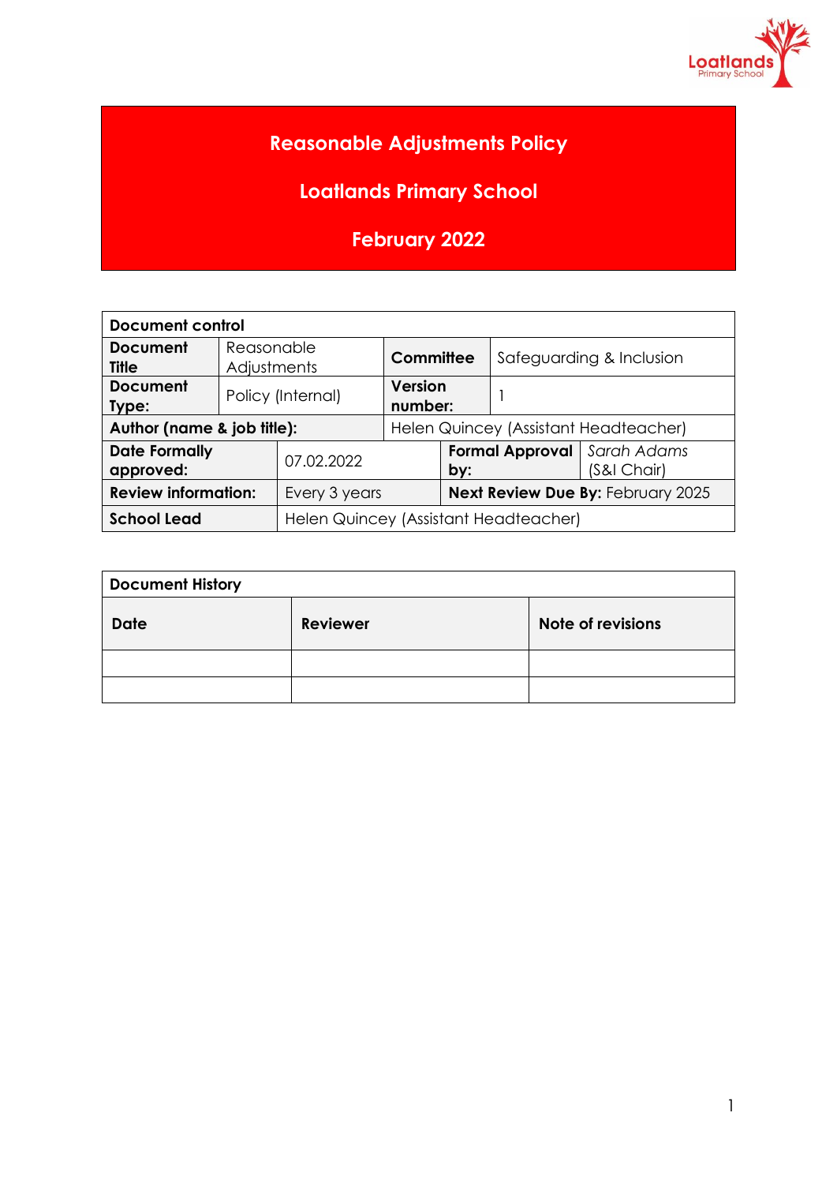# Reasonable Adjustments Policy

## Loatlands Primary School

## February 2022

| Document control | | | |
|---|---|---|---|
| **Document Title** | Reasonable Adjustments | **Committee** | Safeguarding & Inclusion |
| **Document Type:** | Policy (Internal) | **Version number:** | 1 |
| **Author (name & job title):** | | Helen Quincey (Assistant Headteacher) | |
| **Date Formally approved:** | 07.02.2022 | **Formal Approval by:** | *Sarah Adams (S&I Chair)* |
| **Review information:** | Every 3 years | **Next Review Due By:** February 2025 | |
| **School Lead** | Helen Quincey (Assistant Headteacher) | | |

| Document History | | |
|---|---|---|
| **Date** | **Reviewer** | **Note of revisions** |
| | | |
| | | |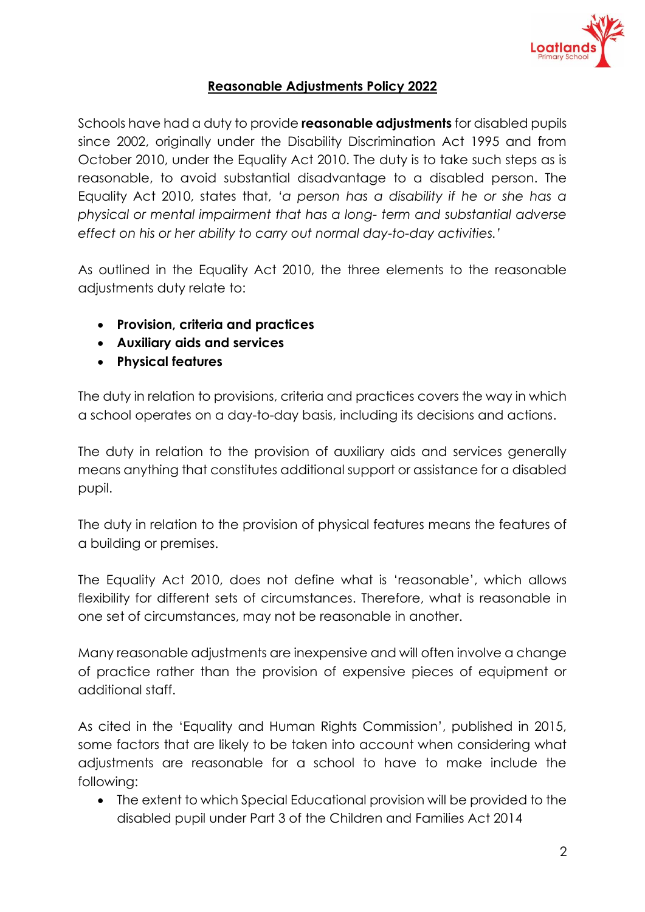**Reasonable Adjustments Policy 2022**

Schools have had a duty to provide **reasonable adjustments** for disabled pupils since 2002, originally under the Disability Discrimination Act 1995 and from October 2010, under the Equality Act 2010. The duty is to take such steps as is reasonable, to avoid substantial disadvantage to a disabled person. The Equality Act 2010, states that, '*a person has a disability if he or she has a physical or mental impairment that has a long- term and substantial adverse effect on his or her ability to carry out normal day-to-day activities.*'

As outlined in the Equality Act 2010, the three elements to the reasonable adjustments duty relate to:

- **Provision, criteria and practices**
- **Auxiliary aids and services**
- **Physical features**

The duty in relation to provisions, criteria and practices covers the way in which a school operates on a day-to-day basis, including its decisions and actions.

The duty in relation to the provision of auxiliary aids and services generally means anything that constitutes additional support or assistance for a disabled pupil.

The duty in relation to the provision of physical features means the features of a building or premises.

The Equality Act 2010, does not define what is 'reasonable', which allows flexibility for different sets of circumstances. Therefore, what is reasonable in one set of circumstances, may not be reasonable in another.

Many reasonable adjustments are inexpensive and will often involve a change of practice rather than the provision of expensive pieces of equipment or additional staff.

As cited in the 'Equality and Human Rights Commission', published in 2015, some factors that are likely to be taken into account when considering what adjustments are reasonable for a school to have to make include the following:

- The extent to which Special Educational provision will be provided to the disabled pupil under Part 3 of the Children and Families Act 2014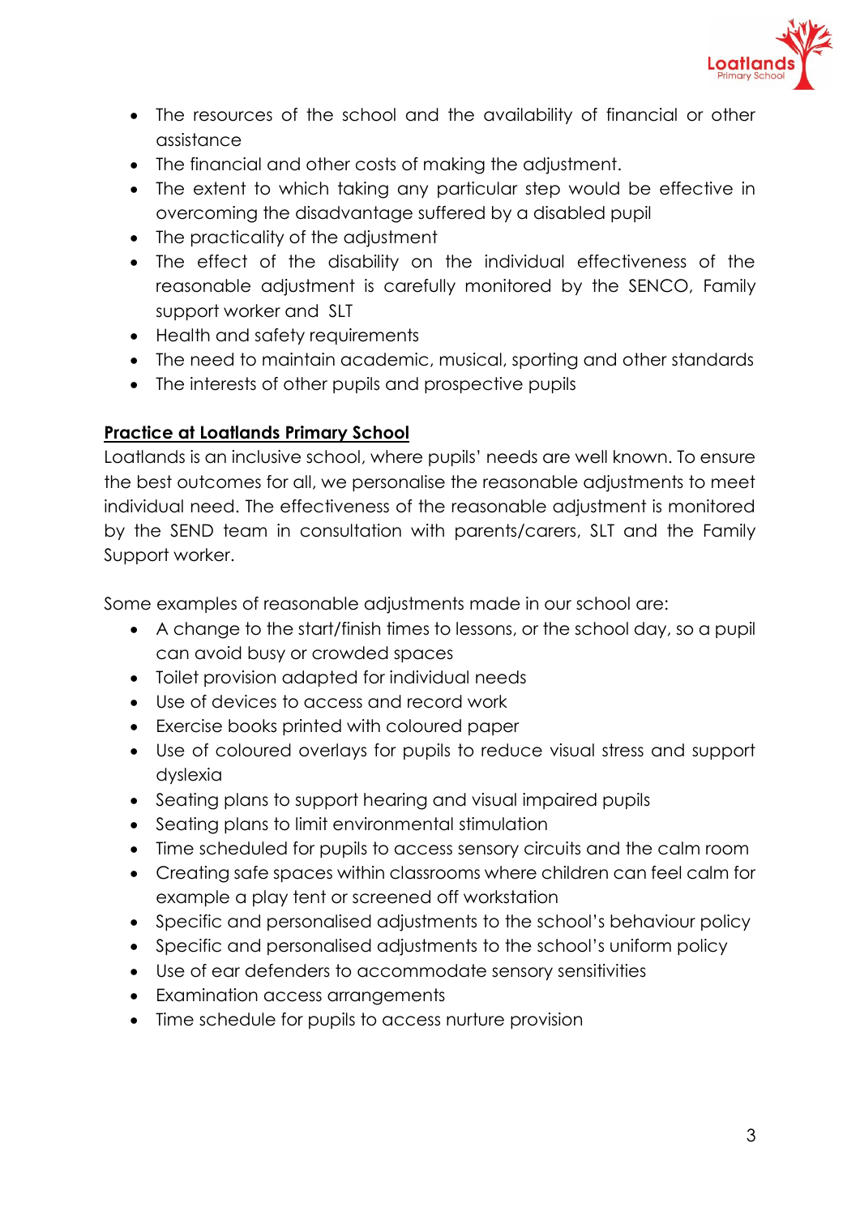- The resources of the school and the availability of financial or other assistance
- The financial and other costs of making the adjustment.
- The extent to which taking any particular step would be effective in overcoming the disadvantage suffered by a disabled pupil
- The practicality of the adjustment
- The effect of the disability on the individual effectiveness of the reasonable adjustment is carefully monitored by the SENCO, Family support worker and SLT
- Health and safety requirements
- The need to maintain academic, musical, sporting and other standards
- The interests of other pupils and prospective pupils

**Practice at Loatlands Primary School**

Loatlands is an inclusive school, where pupils' needs are well known. To ensure the best outcomes for all, we personalise the reasonable adjustments to meet individual need. The effectiveness of the reasonable adjustment is monitored by the SEND team in consultation with parents/carers, SLT and the Family Support worker.

Some examples of reasonable adjustments made in our school are:

- A change to the start/finish times to lessons, or the school day, so a pupil can avoid busy or crowded spaces
- Toilet provision adapted for individual needs
- Use of devices to access and record work
- Exercise books printed with coloured paper
- Use of coloured overlays for pupils to reduce visual stress and support dyslexia
- Seating plans to support hearing and visual impaired pupils
- Seating plans to limit environmental stimulation
- Time scheduled for pupils to access sensory circuits and the calm room
- Creating safe spaces within classrooms where children can feel calm for example a play tent or screened off workstation
- Specific and personalised adjustments to the school's behaviour policy
- Specific and personalised adjustments to the school's uniform policy
- Use of ear defenders to accommodate sensory sensitivities
- Examination access arrangements
- Time schedule for pupils to access nurture provision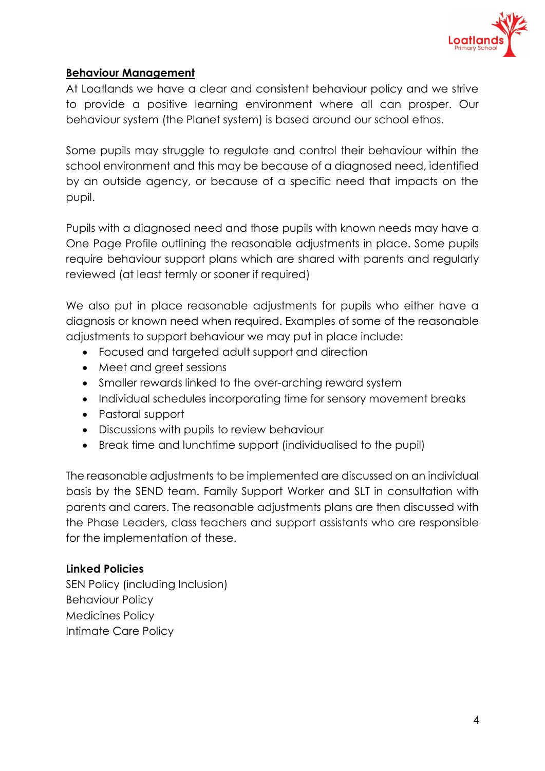**Behaviour Management**

At Loatlands we have a clear and consistent behaviour policy and we strive to provide a positive learning environment where all can prosper. Our behaviour system (the Planet system) is based around our school ethos.

Some pupils may struggle to regulate and control their behaviour within the school environment and this may be because of a diagnosed need, identified by an outside agency, or because of a specific need that impacts on the pupil.

Pupils with a diagnosed need and those pupils with known needs may have a One Page Profile outlining the reasonable adjustments in place. Some pupils require behaviour support plans which are shared with parents and regularly reviewed (at least termly or sooner if required)

We also put in place reasonable adjustments for pupils who either have a diagnosis or known need when required. Examples of some of the reasonable adjustments to support behaviour we may put in place include:

- Focused and targeted adult support and direction
- Meet and greet sessions
- Smaller rewards linked to the over-arching reward system
- Individual schedules incorporating time for sensory movement breaks
- Pastoral support
- Discussions with pupils to review behaviour
- Break time and lunchtime support (individualised to the pupil)

The reasonable adjustments to be implemented are discussed on an individual basis by the SEND team. Family Support Worker and SLT in consultation with parents and carers. The reasonable adjustments plans are then discussed with the Phase Leaders, class teachers and support assistants who are responsible for the implementation of these.

**Linked Policies**

SEN Policy (including Inclusion)
Behaviour Policy
Medicines Policy
Intimate Care Policy